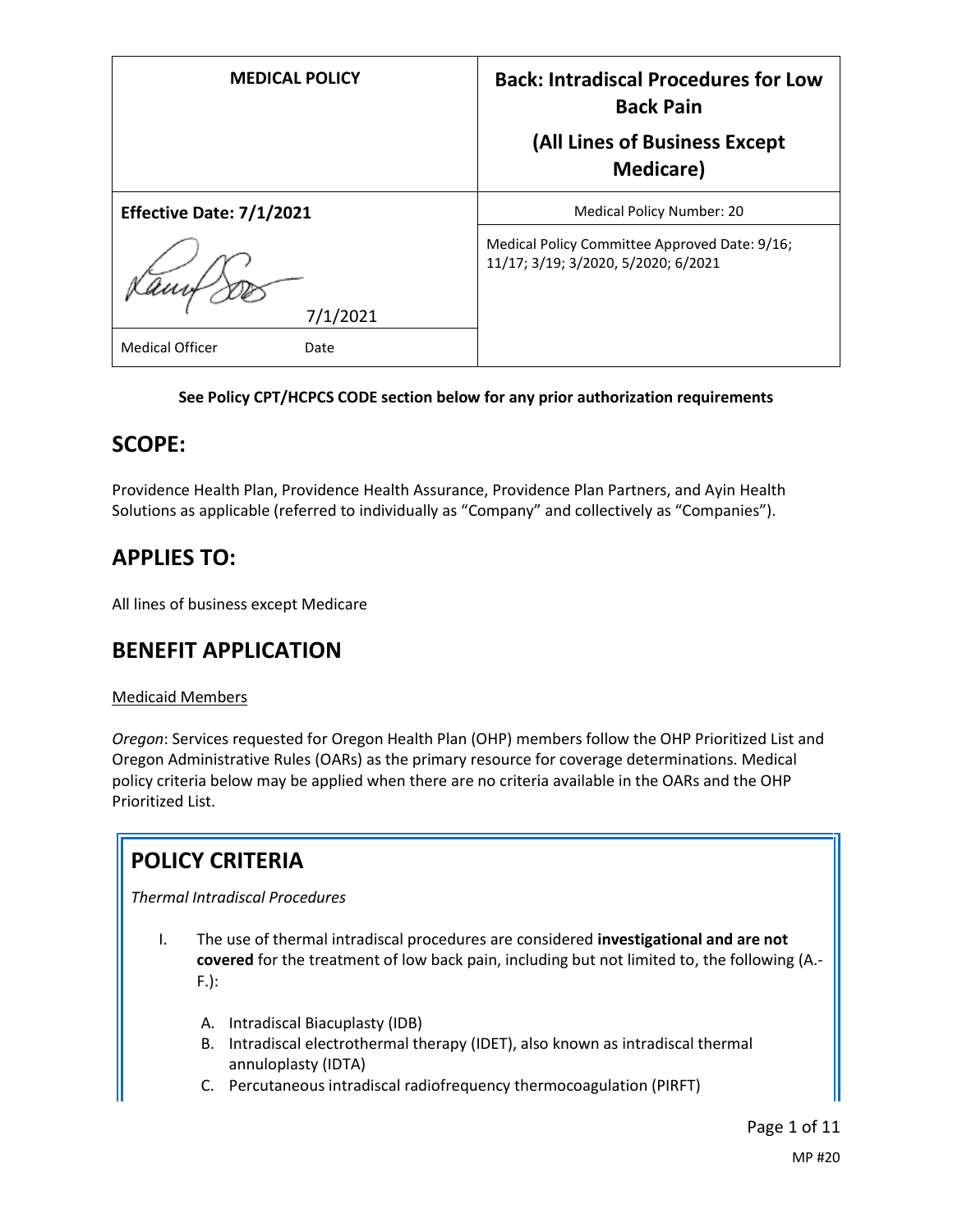| MEDICAL POLICY | Back: Intradiscal Procedures for Low Back Pain (All Lines of Business Except Medicare) |
|---|---|
| **Effective Date: 7/1/2021** | Medical Policy Number: 20 |
| 7/1/2021 | Medical Policy Committee Approved Date: 9/16; 11/17; 3/19; 3/2020, 5/2020; 6/2021 |
| Medical Officer Date | |

**See Policy CPT/HCPCS CODE section below for any prior authorization requirements**

## SCOPE:

Providence Health Plan, Providence Health Assurance, Providence Plan Partners, and Ayin Health Solutions as applicable (referred to individually as "Company" and collectively as "Companies").

## APPLIES TO:

All lines of business except Medicare

## BENEFIT APPLICATION

Medicaid Members

*Oregon*: Services requested for Oregon Health Plan (OHP) members follow the OHP Prioritized List and Oregon Administrative Rules (OARs) as the primary resource for coverage determinations. Medical policy criteria below may be applied when there are no criteria available in the OARs and the OHP Prioritized List.

## POLICY CRITERIA

*Thermal Intradiscal Procedures*

I. The use of thermal intradiscal procedures are considered **investigational and are not covered** for the treatment of low back pain, including but not limited to, the following (A.-F.):

   A. Intradiscal Biacuplasty (IDB)
   B. Intradiscal electrothermal therapy (IDET), also known as intradiscal thermal annuloplasty (IDTA)
   C. Percutaneous intradiscal radiofrequency thermocoagulation (PIRFT)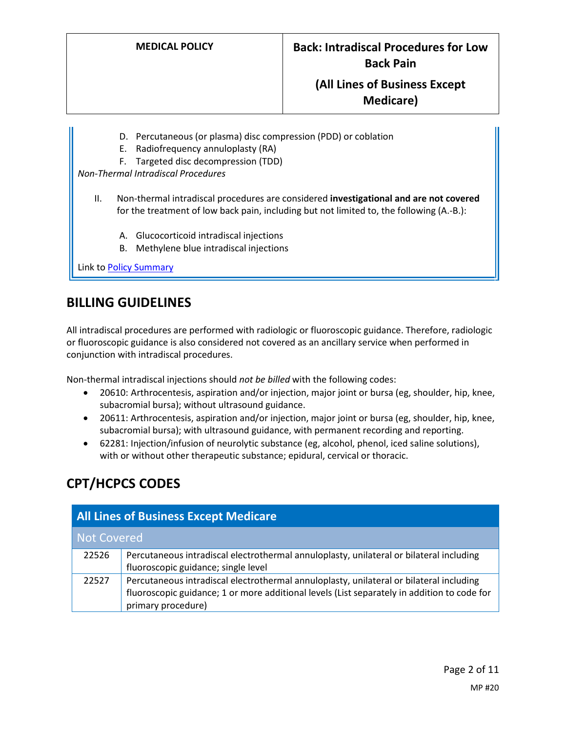D. Percutaneous (or plasma) disc compression (PDD) or coblation
E. Radiofrequency annuloplasty (RA)
F. Targeted disc decompression (TDD)

*Non-Thermal Intradiscal Procedures*

II. Non-thermal intradiscal procedures are considered **investigational and are not covered** for the treatment of low back pain, including but not limited to, the following (A.-B.):

A. Glucocorticoid intradiscal injections
B. Methylene blue intradiscal injections

Link to Policy Summary

## BILLING GUIDELINES

All intradiscal procedures are performed with radiologic or fluoroscopic guidance. Therefore, radiologic or fluoroscopic guidance is also considered not covered as an ancillary service when performed in conjunction with intradiscal procedures.

Non-thermal intradiscal injections should *not be billed* with the following codes:

- 20610: Arthrocentesis, aspiration and/or injection, major joint or bursa (eg, shoulder, hip, knee, subacromial bursa); without ultrasound guidance.
- 20611: Arthrocentesis, aspiration and/or injection, major joint or bursa (eg, shoulder, hip, knee, subacromial bursa); with ultrasound guidance, with permanent recording and reporting.
- 62281: Injection/infusion of neurolytic substance (eg, alcohol, phenol, iced saline solutions), with or without other therapeutic substance; epidural, cervical or thoracic.

## CPT/HCPCS CODES

| All Lines of Business Except Medicare | |
|---|---|
| **Not Covered** | |
| 22526 | Percutaneous intradiscal electrothermal annuloplasty, unilateral or bilateral including fluoroscopic guidance; single level |
| 22527 | Percutaneous intradiscal electrothermal annuloplasty, unilateral or bilateral including fluoroscopic guidance; 1 or more additional levels (List separately in addition to code for primary procedure) |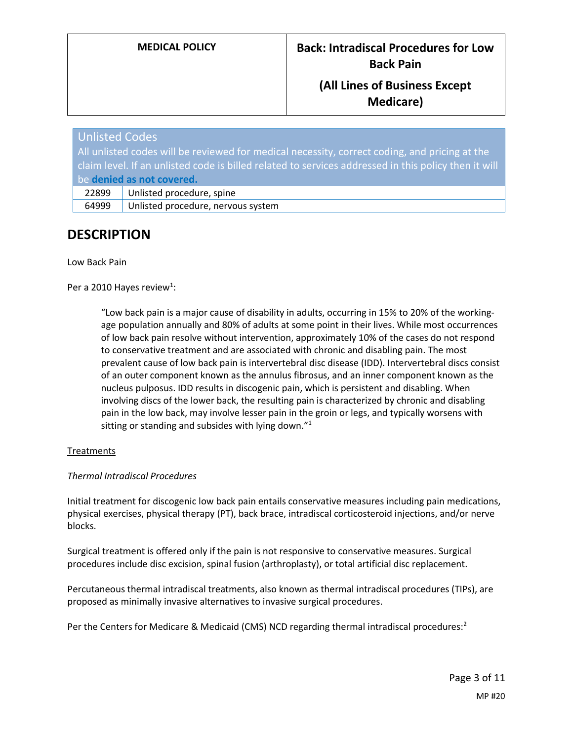| Unlisted Codes | |
|---|---|
| All unlisted codes will be reviewed for medical necessity, correct coding, and pricing at the claim level. If an unlisted code is billed related to services addressed in this policy then it will be **denied as not covered.** | |
| 22899 | Unlisted procedure, spine |
| 64999 | Unlisted procedure, nervous system |

## DESCRIPTION

Low Back Pain

Per a 2010 Hayes review[1]:

> "Low back pain is a major cause of disability in adults, occurring in 15% to 20% of the working-age population annually and 80% of adults at some point in their lives. While most occurrences of low back pain resolve without intervention, approximately 10% of the cases do not respond to conservative treatment and are associated with chronic and disabling pain. The most prevalent cause of low back pain is intervertebral disc disease (IDD). Intervertebral discs consist of an outer component known as the annulus fibrosus, and an inner component known as the nucleus pulposus. IDD results in discogenic pain, which is persistent and disabling. When involving discs of the lower back, the resulting pain is characterized by chronic and disabling pain in the low back, may involve lesser pain in the groin or legs, and typically worsens with sitting or standing and subsides with lying down."[1]

Treatments

*Thermal Intradiscal Procedures*

Initial treatment for discogenic low back pain entails conservative measures including pain medications, physical exercises, physical therapy (PT), back brace, intradiscal corticosteroid injections, and/or nerve blocks.

Surgical treatment is offered only if the pain is not responsive to conservative measures. Surgical procedures include disc excision, spinal fusion (arthroplasty), or total artificial disc replacement.

Percutaneous thermal intradiscal treatments, also known as thermal intradiscal procedures (TIPs), are proposed as minimally invasive alternatives to invasive surgical procedures.

Per the Centers for Medicare & Medicaid (CMS) NCD regarding thermal intradiscal procedures:[2]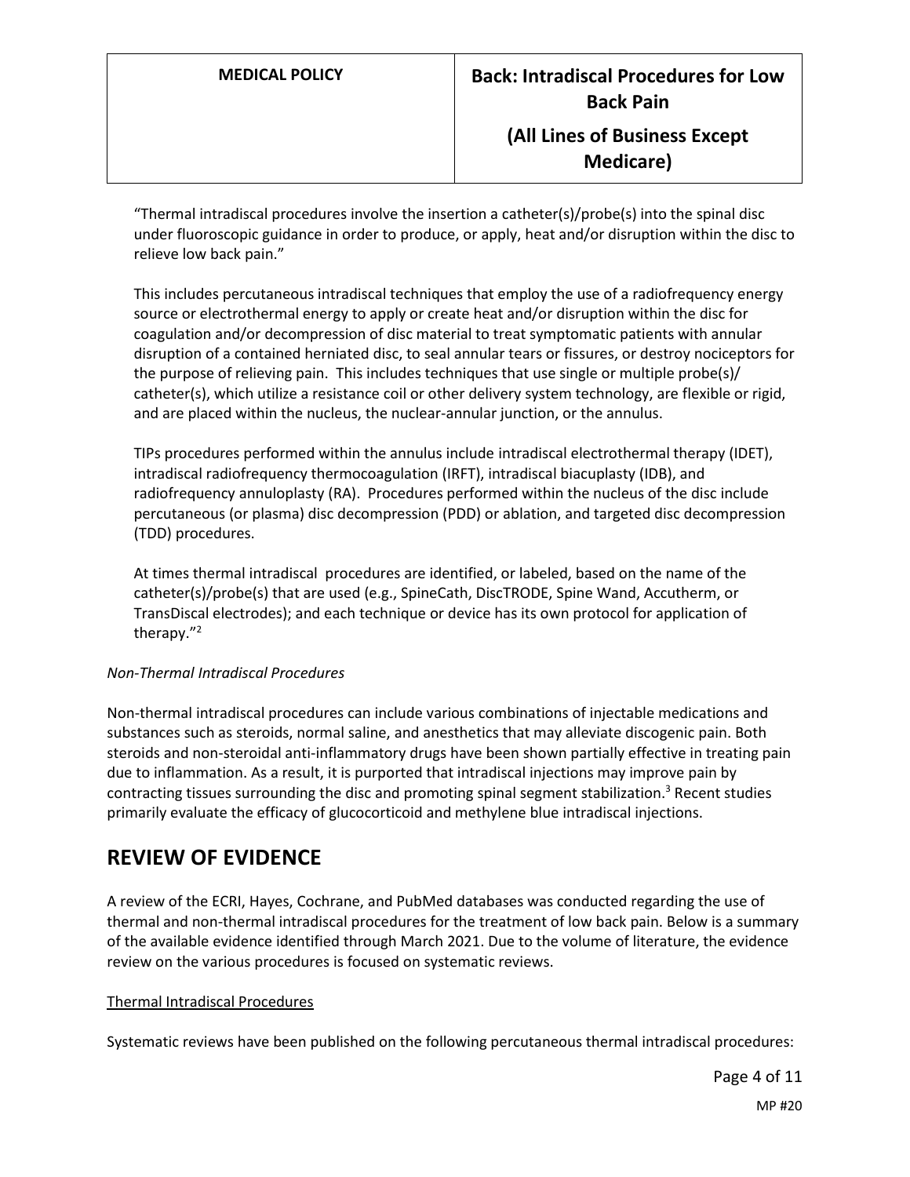"Thermal intradiscal procedures involve the insertion a catheter(s)/probe(s) into the spinal disc under fluoroscopic guidance in order to produce, or apply, heat and/or disruption within the disc to relieve low back pain."

This includes percutaneous intradiscal techniques that employ the use of a radiofrequency energy source or electrothermal energy to apply or create heat and/or disruption within the disc for coagulation and/or decompression of disc material to treat symptomatic patients with annular disruption of a contained herniated disc, to seal annular tears or fissures, or destroy nociceptors for the purpose of relieving pain. This includes techniques that use single or multiple probe(s)/ catheter(s), which utilize a resistance coil or other delivery system technology, are flexible or rigid, and are placed within the nucleus, the nuclear-annular junction, or the annulus.

TIPs procedures performed within the annulus include intradiscal electrothermal therapy (IDET), intradiscal radiofrequency thermocoagulation (IRFT), intradiscal biacuplasty (IDB), and radiofrequency annuloplasty (RA). Procedures performed within the nucleus of the disc include percutaneous (or plasma) disc decompression (PDD) or ablation, and targeted disc decompression (TDD) procedures.

At times thermal intradiscal procedures are identified, or labeled, based on the name of the catheter(s)/probe(s) that are used (e.g., SpineCath, DiscTRODE, Spine Wand, Accutherm, or TransDiscal electrodes); and each technique or device has its own protocol for application of therapy."[2]

*Non-Thermal Intradiscal Procedures*

Non-thermal intradiscal procedures can include various combinations of injectable medications and substances such as steroids, normal saline, and anesthetics that may alleviate discogenic pain. Both steroids and non-steroidal anti-inflammatory drugs have been shown partially effective in treating pain due to inflammation. As a result, it is purported that intradiscal injections may improve pain by contracting tissues surrounding the disc and promoting spinal segment stabilization.[3] Recent studies primarily evaluate the efficacy of glucocorticoid and methylene blue intradiscal injections.

# REVIEW OF EVIDENCE

A review of the ECRI, Hayes, Cochrane, and PubMed databases was conducted regarding the use of thermal and non-thermal intradiscal procedures for the treatment of low back pain. Below is a summary of the available evidence identified through March 2021. Due to the volume of literature, the evidence review on the various procedures is focused on systematic reviews.

<u>Thermal Intradiscal Procedures</u>

Systematic reviews have been published on the following percutaneous thermal intradiscal procedures: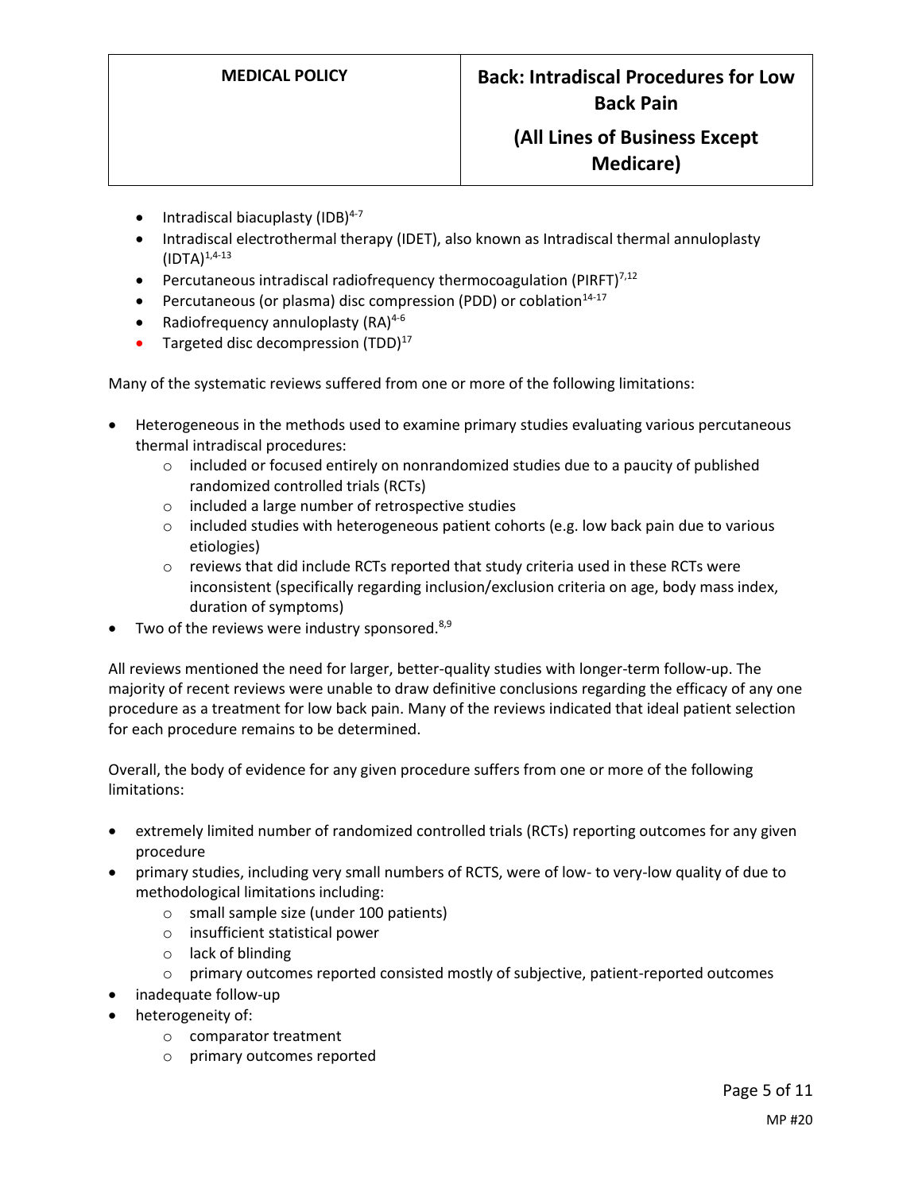- Intradiscal biacuplasty (IDB)[4-7]
- Intradiscal electrothermal therapy (IDET), also known as Intradiscal thermal annuloplasty (IDTA)[1,4-13]
- Percutaneous intradiscal radiofrequency thermocoagulation (PIRFT)[7,12]
- Percutaneous (or plasma) disc compression (PDD) or coblation[14-17]
- Radiofrequency annuloplasty (RA)[4-6]
- Targeted disc decompression (TDD)[17]

Many of the systematic reviews suffered from one or more of the following limitations:

- Heterogeneous in the methods used to examine primary studies evaluating various percutaneous thermal intradiscal procedures:
  - included or focused entirely on nonrandomized studies due to a paucity of published randomized controlled trials (RCTs)
  - included a large number of retrospective studies
  - included studies with heterogeneous patient cohorts (e.g. low back pain due to various etiologies)
  - reviews that did include RCTs reported that study criteria used in these RCTs were inconsistent (specifically regarding inclusion/exclusion criteria on age, body mass index, duration of symptoms)
- Two of the reviews were industry sponsored.[8,9]

All reviews mentioned the need for larger, better-quality studies with longer-term follow-up. The majority of recent reviews were unable to draw definitive conclusions regarding the efficacy of any one procedure as a treatment for low back pain. Many of the reviews indicated that ideal patient selection for each procedure remains to be determined.

Overall, the body of evidence for any given procedure suffers from one or more of the following limitations:

- extremely limited number of randomized controlled trials (RCTs) reporting outcomes for any given procedure
- primary studies, including very small numbers of RCTS, were of low- to very-low quality of due to methodological limitations including:
  - small sample size (under 100 patients)
  - insufficient statistical power
  - lack of blinding
  - primary outcomes reported consisted mostly of subjective, patient-reported outcomes
- inadequate follow-up
- heterogeneity of:
  - comparator treatment
  - primary outcomes reported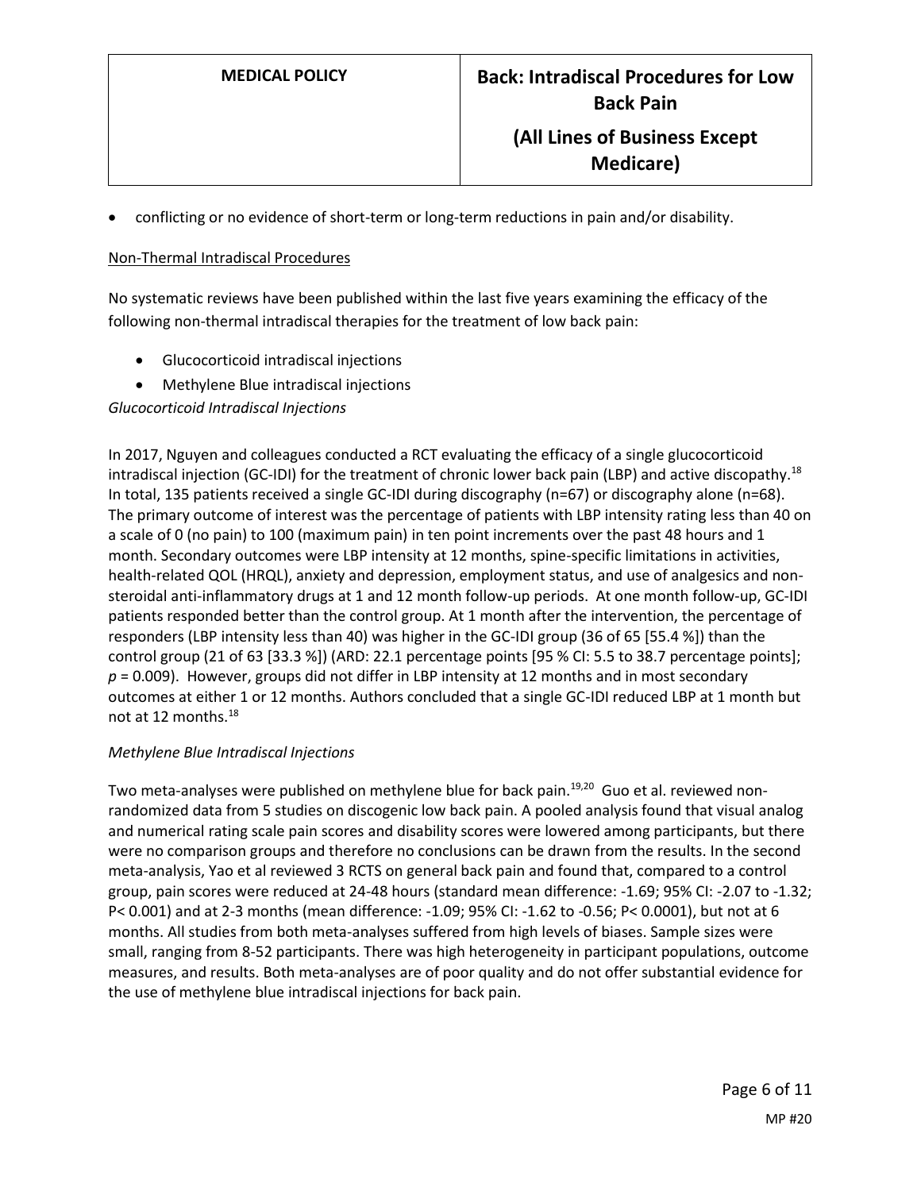- conflicting or no evidence of short-term or long-term reductions in pain and/or disability.

Non-Thermal Intradiscal Procedures

No systematic reviews have been published within the last five years examining the efficacy of the following non-thermal intradiscal therapies for the treatment of low back pain:

- Glucocorticoid intradiscal injections
- Methylene Blue intradiscal injections

*Glucocorticoid Intradiscal Injections*

In 2017, Nguyen and colleagues conducted a RCT evaluating the efficacy of a single glucocorticoid intradiscal injection (GC-IDI) for the treatment of chronic lower back pain (LBP) and active discopathy.[18] In total, 135 patients received a single GC-IDI during discography (n=67) or discography alone (n=68). The primary outcome of interest was the percentage of patients with LBP intensity rating less than 40 on a scale of 0 (no pain) to 100 (maximum pain) in ten point increments over the past 48 hours and 1 month. Secondary outcomes were LBP intensity at 12 months, spine-specific limitations in activities, health-related QOL (HRQL), anxiety and depression, employment status, and use of analgesics and non-steroidal anti-inflammatory drugs at 1 and 12 month follow-up periods. At one month follow-up, GC-IDI patients responded better than the control group. At 1 month after the intervention, the percentage of responders (LBP intensity less than 40) was higher in the GC-IDI group (36 of 65 [55.4 %]) than the control group (21 of 63 [33.3 %]) (ARD: 22.1 percentage points [95 % CI: 5.5 to 38.7 percentage points]; $p = 0.009$). However, groups did not differ in LBP intensity at 12 months and in most secondary outcomes at either 1 or 12 months. Authors concluded that a single GC-IDI reduced LBP at 1 month but not at 12 months.[18]

*Methylene Blue Intradiscal Injections*

Two meta-analyses were published on methylene blue for back pain.[19,20] Guo et al. reviewed non-randomized data from 5 studies on discogenic low back pain. A pooled analysis found that visual analog and numerical rating scale pain scores and disability scores were lowered among participants, but there were no comparison groups and therefore no conclusions can be drawn from the results. In the second meta-analysis, Yao et al reviewed 3 RCTS on general back pain and found that, compared to a control group, pain scores were reduced at 24-48 hours (standard mean difference: -1.69; 95% CI: -2.07 to -1.32; $P < 0.001$) and at 2-3 months (mean difference: -1.09; 95% CI: -1.62 to -0.56; $P < 0.0001$), but not at 6 months. All studies from both meta-analyses suffered from high levels of biases. Sample sizes were small, ranging from 8-52 participants. There was high heterogeneity in participant populations, outcome measures, and results. Both meta-analyses are of poor quality and do not offer substantial evidence for the use of methylene blue intradiscal injections for back pain.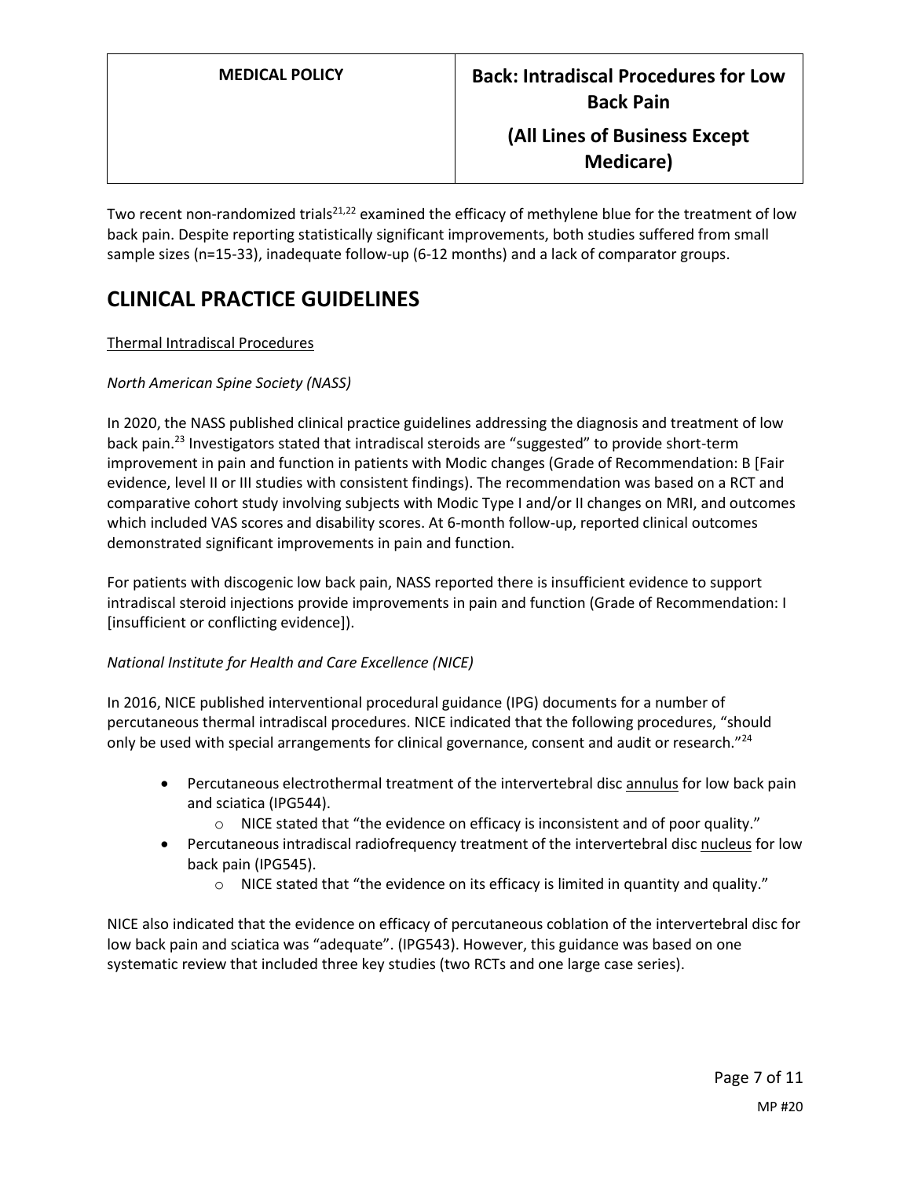Two recent non-randomized trials[21,22] examined the efficacy of methylene blue for the treatment of low back pain. Despite reporting statistically significant improvements, both studies suffered from small sample sizes (n=15-33), inadequate follow-up (6-12 months) and a lack of comparator groups.

# CLINICAL PRACTICE GUIDELINES

<u>Thermal Intradiscal Procedures</u>

*North American Spine Society (NASS)*

In 2020, the NASS published clinical practice guidelines addressing the diagnosis and treatment of low back pain.[23] Investigators stated that intradiscal steroids are "suggested" to provide short-term improvement in pain and function in patients with Modic changes (Grade of Recommendation: B [Fair evidence, level II or III studies with consistent findings). The recommendation was based on a RCT and comparative cohort study involving subjects with Modic Type I and/or II changes on MRI, and outcomes which included VAS scores and disability scores. At 6-month follow-up, reported clinical outcomes demonstrated significant improvements in pain and function.

For patients with discogenic low back pain, NASS reported there is insufficient evidence to support intradiscal steroid injections provide improvements in pain and function (Grade of Recommendation: I [insufficient or conflicting evidence]).

*National Institute for Health and Care Excellence (NICE)*

In 2016, NICE published interventional procedural guidance (IPG) documents for a number of percutaneous thermal intradiscal procedures. NICE indicated that the following procedures, "should only be used with special arrangements for clinical governance, consent and audit or research."[24]

- Percutaneous electrothermal treatment of the intervertebral disc <u>annulus</u> for low back pain and sciatica (IPG544).
    - NICE stated that "the evidence on efficacy is inconsistent and of poor quality."
- Percutaneous intradiscal radiofrequency treatment of the intervertebral disc <u>nucleus</u> for low back pain (IPG545).
    - NICE stated that "the evidence on its efficacy is limited in quantity and quality."

NICE also indicated that the evidence on efficacy of percutaneous coblation of the intervertebral disc for low back pain and sciatica was "adequate". (IPG543). However, this guidance was based on one systematic review that included three key studies (two RCTs and one large case series).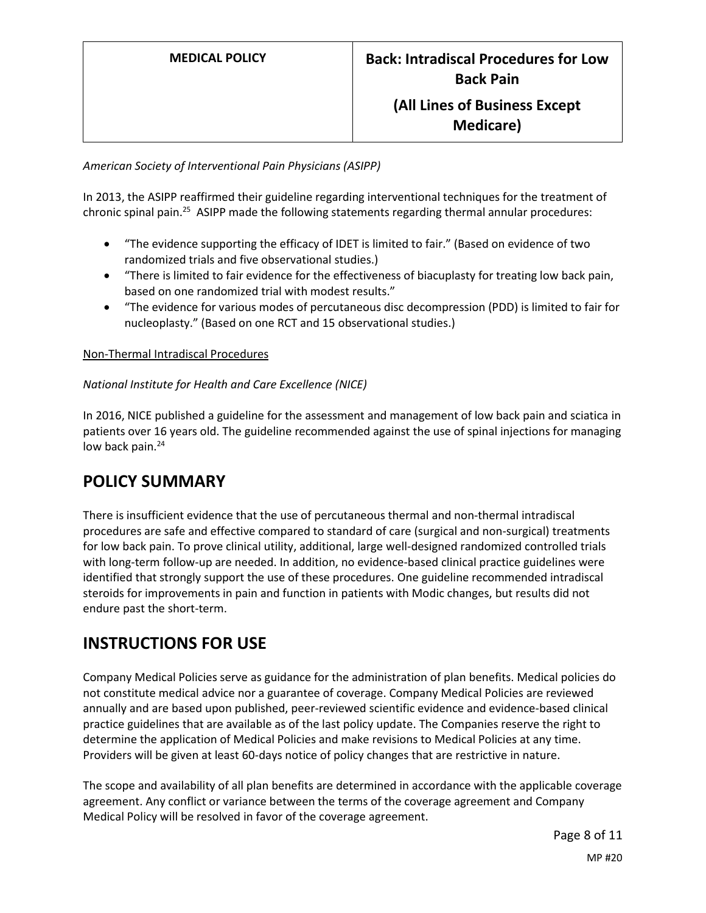*American Society of Interventional Pain Physicians (ASIPP)*

In 2013, the ASIPP reaffirmed their guideline regarding interventional techniques for the treatment of chronic spinal pain.[25] ASIPP made the following statements regarding thermal annular procedures:

- "The evidence supporting the efficacy of IDET is limited to fair." (Based on evidence of two randomized trials and five observational studies.)
- "There is limited to fair evidence for the effectiveness of biacuplasty for treating low back pain, based on one randomized trial with modest results."
- "The evidence for various modes of percutaneous disc decompression (PDD) is limited to fair for nucleoplasty." (Based on one RCT and 15 observational studies.)

Non-Thermal Intradiscal Procedures

*National Institute for Health and Care Excellence (NICE)*

In 2016, NICE published a guideline for the assessment and management of low back pain and sciatica in patients over 16 years old. The guideline recommended against the use of spinal injections for managing low back pain.[24]

## POLICY SUMMARY

There is insufficient evidence that the use of percutaneous thermal and non-thermal intradiscal procedures are safe and effective compared to standard of care (surgical and non-surgical) treatments for low back pain. To prove clinical utility, additional, large well-designed randomized controlled trials with long-term follow-up are needed. In addition, no evidence-based clinical practice guidelines were identified that strongly support the use of these procedures. One guideline recommended intradiscal steroids for improvements in pain and function in patients with Modic changes, but results did not endure past the short-term.

## INSTRUCTIONS FOR USE

Company Medical Policies serve as guidance for the administration of plan benefits. Medical policies do not constitute medical advice nor a guarantee of coverage. Company Medical Policies are reviewed annually and are based upon published, peer-reviewed scientific evidence and evidence-based clinical practice guidelines that are available as of the last policy update. The Companies reserve the right to determine the application of Medical Policies and make revisions to Medical Policies at any time. Providers will be given at least 60-days notice of policy changes that are restrictive in nature.

The scope and availability of all plan benefits are determined in accordance with the applicable coverage agreement. Any conflict or variance between the terms of the coverage agreement and Company Medical Policy will be resolved in favor of the coverage agreement.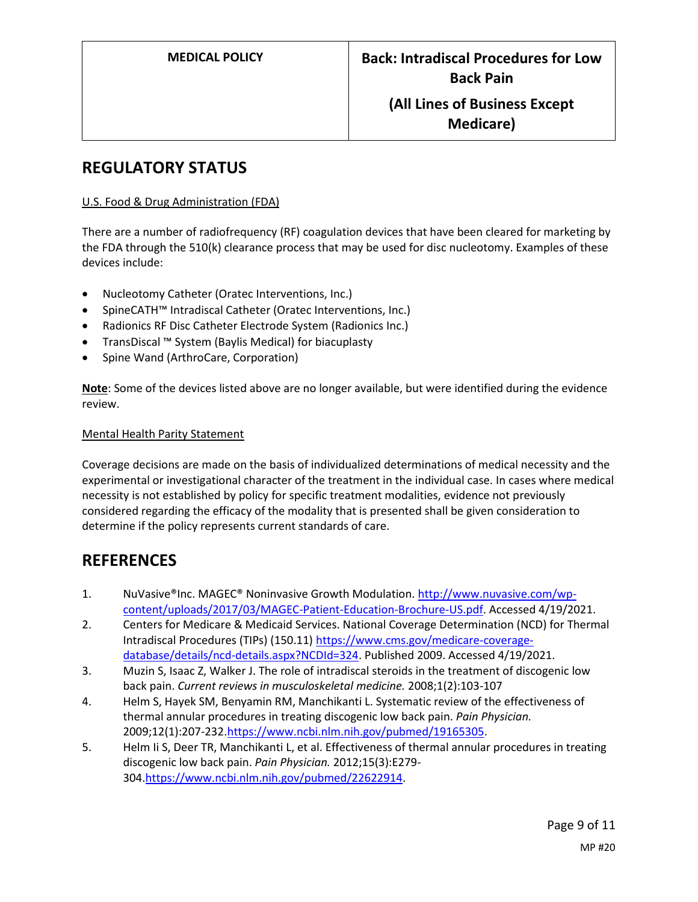## REGULATORY STATUS

U.S. Food & Drug Administration (FDA)

There are a number of radiofrequency (RF) coagulation devices that have been cleared for marketing by the FDA through the 510(k) clearance process that may be used for disc nucleotomy. Examples of these devices include:

- Nucleotomy Catheter (Oratec Interventions, Inc.)
- SpineCATH™ Intradiscal Catheter (Oratec Interventions, Inc.)
- Radionics RF Disc Catheter Electrode System (Radionics Inc.)
- TransDiscal ™ System (Baylis Medical) for biacuplasty
- Spine Wand (ArthroCare, Corporation)

**Note**: Some of the devices listed above are no longer available, but were identified during the evidence review.

Mental Health Parity Statement

Coverage decisions are made on the basis of individualized determinations of medical necessity and the experimental or investigational character of the treatment in the individual case. In cases where medical necessity is not established by policy for specific treatment modalities, evidence not previously considered regarding the efficacy of the modality that is presented shall be given consideration to determine if the policy represents current standards of care.

## REFERENCES

1. NuVasive®Inc. MAGEC® Noninvasive Growth Modulation. http://www.nuvasive.com/wp-content/uploads/2017/03/MAGEC-Patient-Education-Brochure-US.pdf. Accessed 4/19/2021.
2. Centers for Medicare & Medicaid Services. National Coverage Determination (NCD) for Thermal Intradiscal Procedures (TIPs) (150.11) https://www.cms.gov/medicare-coverage-database/details/ncd-details.aspx?NCDId=324. Published 2009. Accessed 4/19/2021.
3. Muzin S, Isaac Z, Walker J. The role of intradiscal steroids in the treatment of discogenic low back pain. *Current reviews in musculoskeletal medicine.* 2008;1(2):103-107
4. Helm S, Hayek SM, Benyamin RM, Manchikanti L. Systematic review of the effectiveness of thermal annular procedures in treating discogenic low back pain. *Pain Physician.* 2009;12(1):207-232.https://www.ncbi.nlm.nih.gov/pubmed/19165305.
5. Helm Ii S, Deer TR, Manchikanti L, et al. Effectiveness of thermal annular procedures in treating discogenic low back pain. *Pain Physician.* 2012;15(3):E279-304.https://www.ncbi.nlm.nih.gov/pubmed/22622914.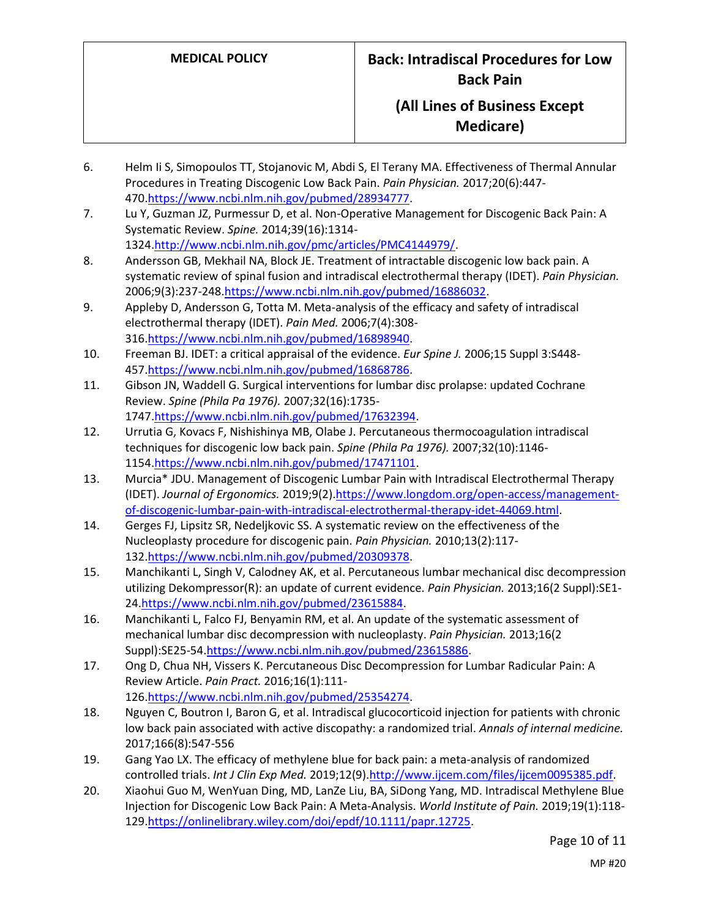6. Helm Ii S, Simopoulos TT, Stojanovic M, Abdi S, El Terany MA. Effectiveness of Thermal Annular Procedures in Treating Discogenic Low Back Pain. *Pain Physician.* 2017;20(6):447-470.https://www.ncbi.nlm.nih.gov/pubmed/28934777.
7. Lu Y, Guzman JZ, Purmessur D, et al. Non-Operative Management for Discogenic Back Pain: A Systematic Review. *Spine.* 2014;39(16):1314-1324.http://www.ncbi.nlm.nih.gov/pmc/articles/PMC4144979/.
8. Andersson GB, Mekhail NA, Block JE. Treatment of intractable discogenic low back pain. A systematic review of spinal fusion and intradiscal electrothermal therapy (IDET). *Pain Physician.* 2006;9(3):237-248.https://www.ncbi.nlm.nih.gov/pubmed/16886032.
9. Appleby D, Andersson G, Totta M. Meta-analysis of the efficacy and safety of intradiscal electrothermal therapy (IDET). *Pain Med.* 2006;7(4):308-316.https://www.ncbi.nlm.nih.gov/pubmed/16898940.
10. Freeman BJ. IDET: a critical appraisal of the evidence. *Eur Spine J.* 2006;15 Suppl 3:S448-457.https://www.ncbi.nlm.nih.gov/pubmed/16868786.
11. Gibson JN, Waddell G. Surgical interventions for lumbar disc prolapse: updated Cochrane Review. *Spine (Phila Pa 1976).* 2007;32(16):1735-1747.https://www.ncbi.nlm.nih.gov/pubmed/17632394.
12. Urrutia G, Kovacs F, Nishishinya MB, Olabe J. Percutaneous thermocoagulation intradiscal techniques for discogenic low back pain. *Spine (Phila Pa 1976).* 2007;32(10):1146-1154.https://www.ncbi.nlm.nih.gov/pubmed/17471101.
13. Murcia* JDU. Management of Discogenic Lumbar Pain with Intradiscal Electrothermal Therapy (IDET). *Journal of Ergonomics.* 2019;9(2).https://www.longdom.org/open-access/management-of-discogenic-lumbar-pain-with-intradiscal-electrothermal-therapy-idet-44069.html.
14. Gerges FJ, Lipsitz SR, Nedeljkovic SS. A systematic review on the effectiveness of the Nucleoplasty procedure for discogenic pain. *Pain Physician.* 2010;13(2):117-132.https://www.ncbi.nlm.nih.gov/pubmed/20309378.
15. Manchikanti L, Singh V, Calodney AK, et al. Percutaneous lumbar mechanical disc decompression utilizing Dekompressor(R): an update of current evidence. *Pain Physician.* 2013;16(2 Suppl):SE1-24.https://www.ncbi.nlm.nih.gov/pubmed/23615884.
16. Manchikanti L, Falco FJ, Benyamin RM, et al. An update of the systematic assessment of mechanical lumbar disc decompression with nucleoplasty. *Pain Physician.* 2013;16(2 Suppl):SE25-54.https://www.ncbi.nlm.nih.gov/pubmed/23615886.
17. Ong D, Chua NH, Vissers K. Percutaneous Disc Decompression for Lumbar Radicular Pain: A Review Article. *Pain Pract.* 2016;16(1):111-126.https://www.ncbi.nlm.nih.gov/pubmed/25354274.
18. Nguyen C, Boutron I, Baron G, et al. Intradiscal glucocorticoid injection for patients with chronic low back pain associated with active discopathy: a randomized trial. *Annals of internal medicine.* 2017;166(8):547-556
19. Gang Yao LX. The efficacy of methylene blue for back pain: a meta-analysis of randomized controlled trials. *Int J Clin Exp Med.* 2019;12(9).http://www.ijcem.com/files/ijcem0095385.pdf.
20. Xiaohui Guo M, WenYuan Ding, MD, LanZe Liu, BA, SiDong Yang, MD. Intradiscal Methylene Blue Injection for Discogenic Low Back Pain: A Meta-Analysis. *World Institute of Pain.* 2019;19(1):118-129.https://onlinelibrary.wiley.com/doi/epdf/10.1111/papr.12725.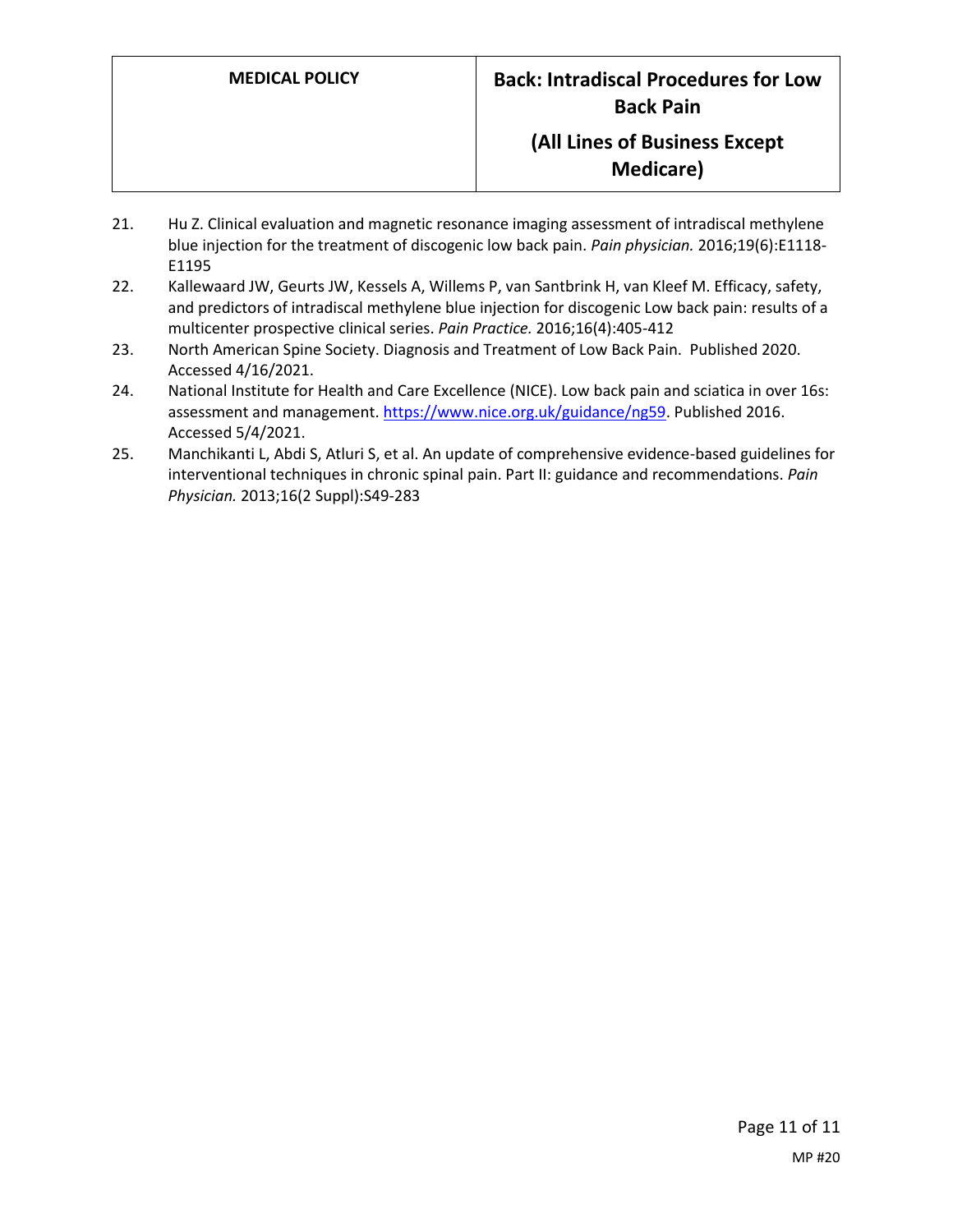21. Hu Z. Clinical evaluation and magnetic resonance imaging assessment of intradiscal methylene blue injection for the treatment of discogenic low back pain. *Pain physician.* 2016;19(6):E1118-E1195
22. Kallewaard JW, Geurts JW, Kessels A, Willems P, van Santbrink H, van Kleef M. Efficacy, safety, and predictors of intradiscal methylene blue injection for discogenic Low back pain: results of a multicenter prospective clinical series. *Pain Practice.* 2016;16(4):405-412
23. North American Spine Society. Diagnosis and Treatment of Low Back Pain. Published 2020. Accessed 4/16/2021.
24. National Institute for Health and Care Excellence (NICE). Low back pain and sciatica in over 16s: assessment and management. https://www.nice.org.uk/guidance/ng59. Published 2016. Accessed 5/4/2021.
25. Manchikanti L, Abdi S, Atluri S, et al. An update of comprehensive evidence-based guidelines for interventional techniques in chronic spinal pain. Part II: guidance and recommendations. *Pain Physician.* 2013;16(2 Suppl):S49-283